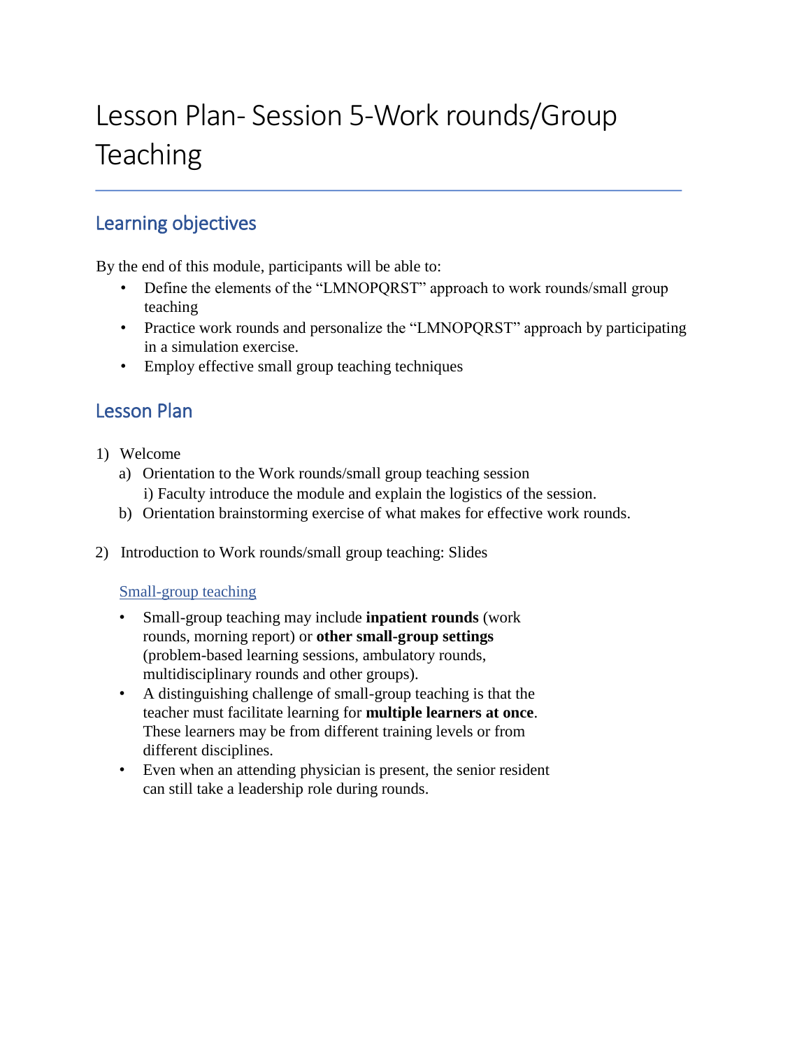# Lesson Plan- Session 5-Work rounds/Group Teaching

## Learning objectives

By the end of this module, participants will be able to:

- Define the elements of the "LMNOPQRST" approach to work rounds/small group teaching
- Practice work rounds and personalize the "LMNOPQRST" approach by participating in a simulation exercise.
- Employ effective small group teaching techniques

## Lesson Plan

1) Welcome
   a) Orientation to the Work rounds/small group teaching session
      i) Faculty introduce the module and explain the logistics of the session.
   b) Orientation brainstorming exercise of what makes for effective work rounds.

2) Introduction to Work rounds/small group teaching: Slides

   Small-group teaching

   - Small-group teaching may include **inpatient rounds** (work rounds, morning report) or **other small-group settings** (problem-based learning sessions, ambulatory rounds, multidisciplinary rounds and other groups).
   - A distinguishing challenge of small-group teaching is that the teacher must facilitate learning for **multiple learners at once**. These learners may be from different training levels or from different disciplines.
   - Even when an attending physician is present, the senior resident can still take a leadership role during rounds.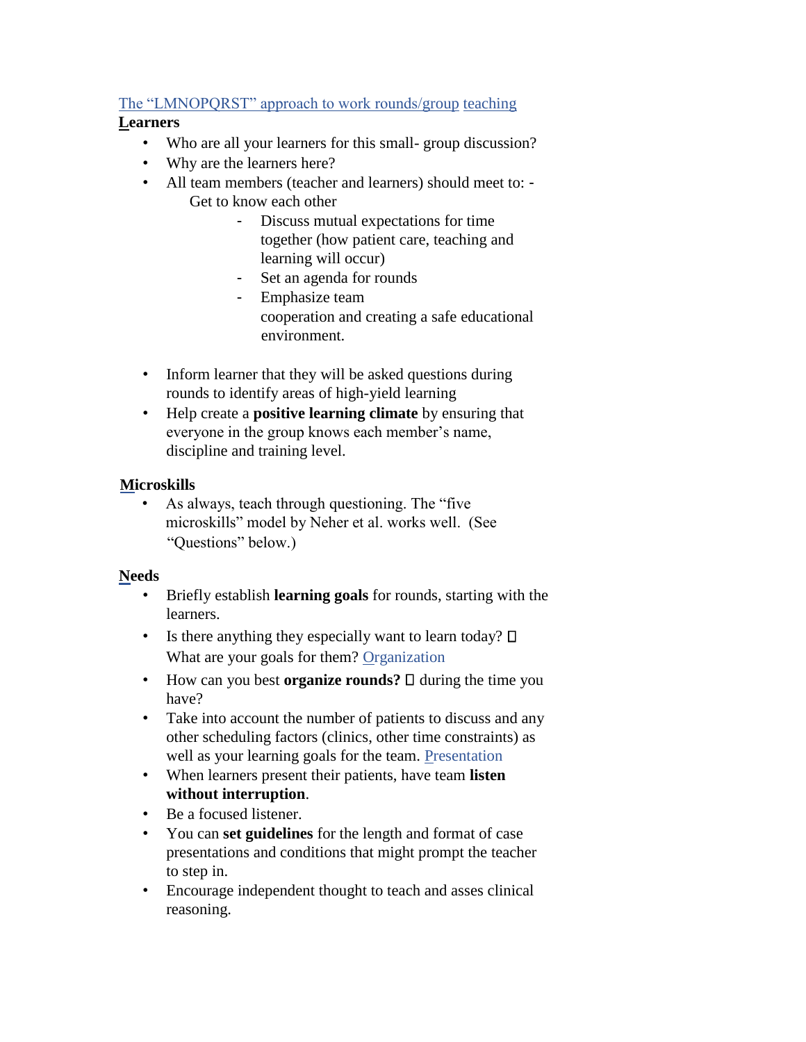The "LMNOPQRST" approach to work rounds/group teaching

**Learners**

- Who are all your learners for this small- group discussion?
- Why are the learners here?
- All team members (teacher and learners) should meet to: - Get to know each other
  - Discuss mutual expectations for time together (how patient care, teaching and learning will occur)
  - Set an agenda for rounds
  - Emphasize team cooperation and creating a safe educational environment.
- Inform learner that they will be asked questions during rounds to identify areas of high-yield learning
- Help create a **positive learning climate** by ensuring that everyone in the group knows each member's name, discipline and training level.

**Microskills**

- As always, teach through questioning. The "five microskills" model by Neher et al. works well. (See "Questions" below.)

**Needs**

- Briefly establish **learning goals** for rounds, starting with the learners.
- Is there anything they especially want to learn today?  What are your goals for them? Organization
- How can you best **organize rounds?**  during the time you have?
- Take into account the number of patients to discuss and any other scheduling factors (clinics, other time constraints) as well as your learning goals for the team. Presentation
- When learners present their patients, have team **listen without interruption**.
- Be a focused listener.
- You can **set guidelines** for the length and format of case presentations and conditions that might prompt the teacher to step in.
- Encourage independent thought to teach and asses clinical reasoning.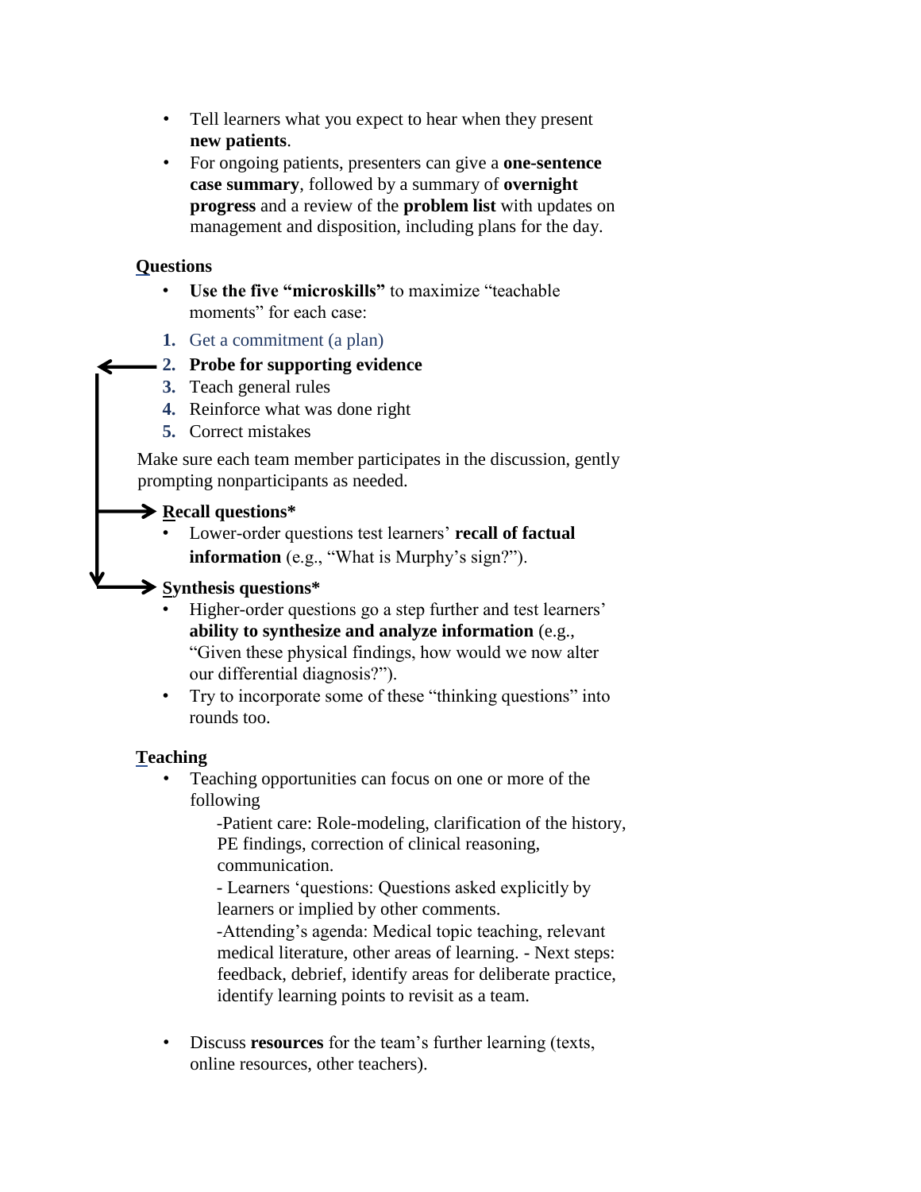- Tell learners what you expect to hear when they present **new patients**.
- For ongoing patients, presenters can give a **one-sentence case summary**, followed by a summary of **overnight progress** and a review of the **problem list** with updates on management and disposition, including plans for the day.

### Questions

- **Use the five "microskills"** to maximize "teachable moments" for each case:

1. Get a commitment (a plan)
2. **Probe for supporting evidence**
3. Teach general rules
4. Reinforce what was done right
5. Correct mistakes

Make sure each team member participates in the discussion, gently prompting nonparticipants as needed.

**Recall questions***

- Lower-order questions test learners' **recall of factual information** (e.g., "What is Murphy's sign?").

**Synthesis questions***

- Higher-order questions go a step further and test learners' **ability to synthesize and analyze information** (e.g., "Given these physical findings, how would we now alter our differential diagnosis?").
- Try to incorporate some of these "thinking questions" into rounds too.

### Teaching

- Teaching opportunities can focus on one or more of the following

  -Patient care: Role-modeling, clarification of the history, PE findings, correction of clinical reasoning, communication.

  - Learners 'questions: Questions asked explicitly by learners or implied by other comments.

  -Attending's agenda: Medical topic teaching, relevant medical literature, other areas of learning. - Next steps: feedback, debrief, identify areas for deliberate practice, identify learning points to revisit as a team.

- Discuss **resources** for the team's further learning (texts, online resources, other teachers).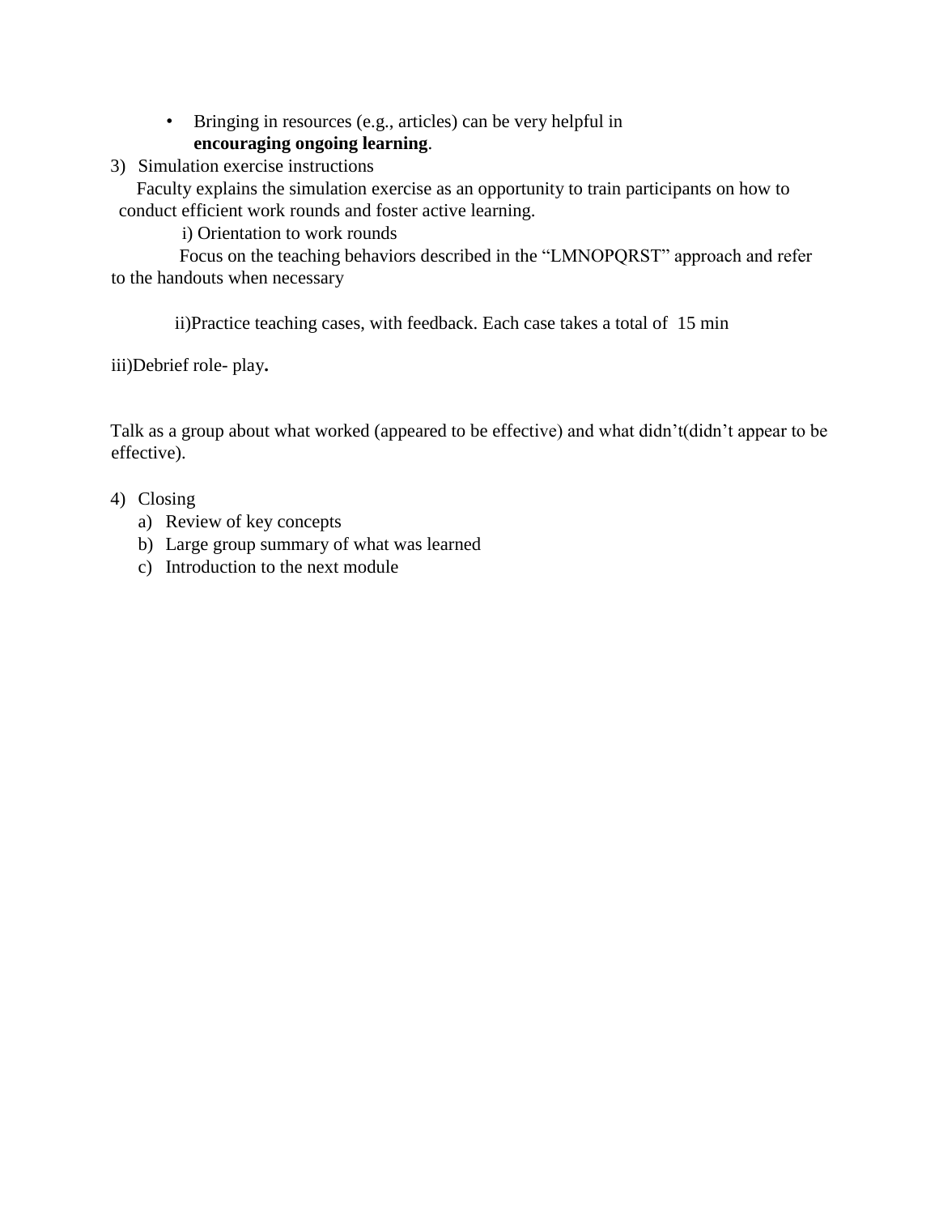- Bringing in resources (e.g., articles) can be very helpful in **encouraging ongoing learning**.

3) Simulation exercise instructions

Faculty explains the simulation exercise as an opportunity to train participants on how to conduct efficient work rounds and foster active learning.

i) Orientation to work rounds

Focus on the teaching behaviors described in the "LMNOPQRST" approach and refer to the handouts when necessary

ii)Practice teaching cases, with feedback. Each case takes a total of 15 min

iii)Debrief role- play**.**

Talk as a group about what worked (appeared to be effective) and what didn't(didn't appear to be effective).

4) Closing
   a) Review of key concepts
   b) Large group summary of what was learned
   c) Introduction to the next module